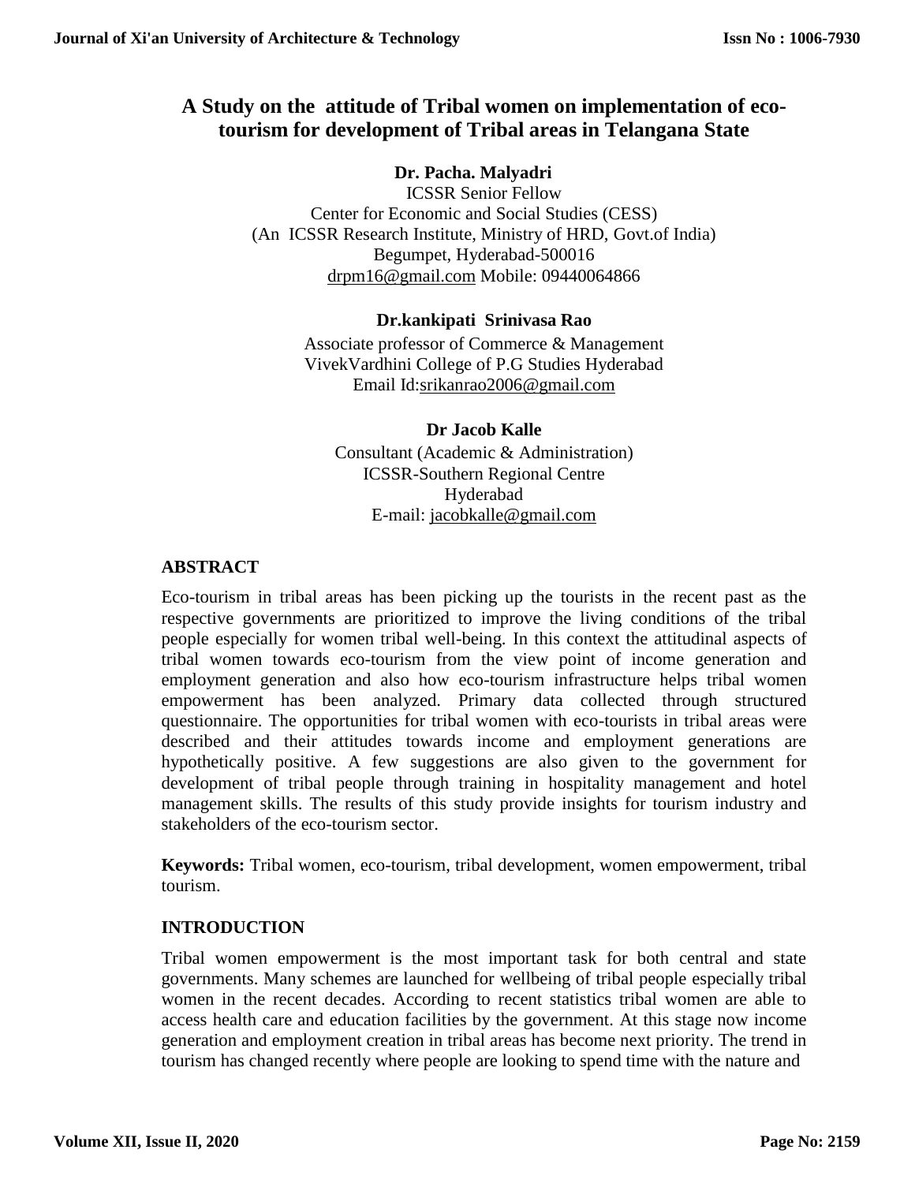# A Study on the attitude of Tribal women on implementation of eco-tourism for development of Tribal areas in Telangana State

**Dr. Pacha. Malyadri**

ICSSR Senior Fellow
Center for Economic and Social Studies (CESS)
(An ICSSR Research Institute, Ministry of HRD, Govt.of India)
Begumpet, Hyderabad-500016
drpm16@gmail.com Mobile: 09440064866

**Dr.kankipati Srinivasa Rao**

Associate professor of Commerce & Management
VivekVardhini College of P.G Studies Hyderabad
Email Id:srikanrao2006@gmail.com

**Dr Jacob Kalle**

Consultant (Academic & Administration)
ICSSR-Southern Regional Centre
Hyderabad
E-mail: jacobkalle@gmail.com

## ABSTRACT

Eco-tourism in tribal areas has been picking up the tourists in the recent past as the respective governments are prioritized to improve the living conditions of the tribal people especially for women tribal well-being. In this context the attitudinal aspects of tribal women towards eco-tourism from the view point of income generation and employment generation and also how eco-tourism infrastructure helps tribal women empowerment has been analyzed. Primary data collected through structured questionnaire. The opportunities for tribal women with eco-tourists in tribal areas were described and their attitudes towards income and employment generations are hypothetically positive. A few suggestions are also given to the government for development of tribal people through training in hospitality management and hotel management skills. The results of this study provide insights for tourism industry and stakeholders of the eco-tourism sector.

**Keywords:** Tribal women, eco-tourism, tribal development, women empowerment, tribal tourism.

## INTRODUCTION

Tribal women empowerment is the most important task for both central and state governments. Many schemes are launched for wellbeing of tribal people especially tribal women in the recent decades. According to recent statistics tribal women are able to access health care and education facilities by the government. At this stage now income generation and employment creation in tribal areas has become next priority. The trend in tourism has changed recently where people are looking to spend time with the nature and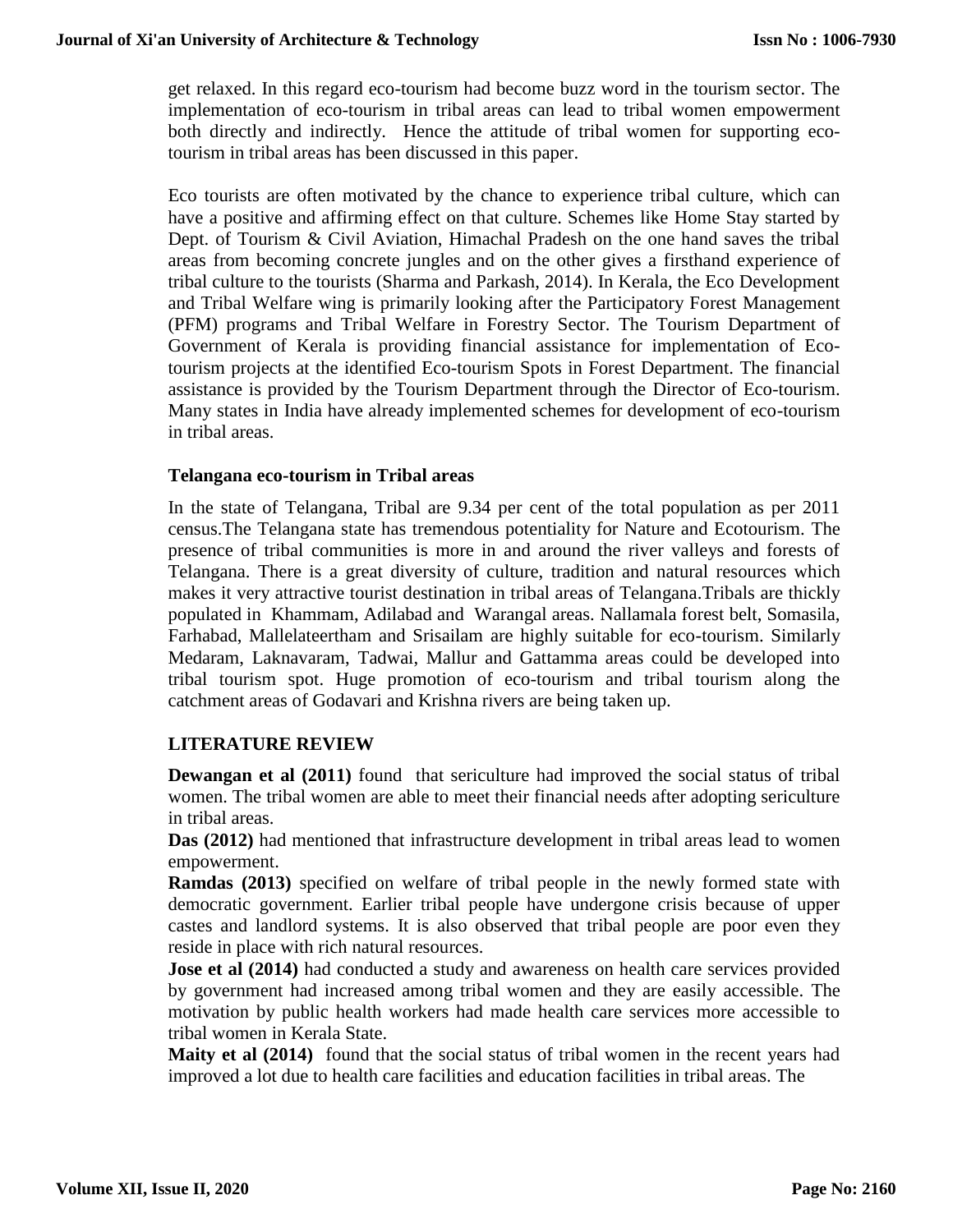get relaxed. In this regard eco-tourism had become buzz word in the tourism sector. The implementation of eco-tourism in tribal areas can lead to tribal women empowerment both directly and indirectly. Hence the attitude of tribal women for supporting eco-tourism in tribal areas has been discussed in this paper.

Eco tourists are often motivated by the chance to experience tribal culture, which can have a positive and affirming effect on that culture. Schemes like Home Stay started by Dept. of Tourism & Civil Aviation, Himachal Pradesh on the one hand saves the tribal areas from becoming concrete jungles and on the other gives a firsthand experience of tribal culture to the tourists (Sharma and Parkash, 2014). In Kerala, the Eco Development and Tribal Welfare wing is primarily looking after the Participatory Forest Management (PFM) programs and Tribal Welfare in Forestry Sector. The Tourism Department of Government of Kerala is providing financial assistance for implementation of Eco-tourism projects at the identified Eco-tourism Spots in Forest Department. The financial assistance is provided by the Tourism Department through the Director of Eco-tourism. Many states in India have already implemented schemes for development of eco-tourism in tribal areas.

### Telangana eco-tourism in Tribal areas

In the state of Telangana, Tribal are 9.34 per cent of the total population as per 2011 census.The Telangana state has tremendous potentiality for Nature and Ecotourism. The presence of tribal communities is more in and around the river valleys and forests of Telangana. There is a great diversity of culture, tradition and natural resources which makes it very attractive tourist destination in tribal areas of Telangana.Tribals are thickly populated in Khammam, Adilabad and Warangal areas. Nallamala forest belt, Somasila, Farhabad, Mallelateertham and Srisailam are highly suitable for eco-tourism. Similarly Medaram, Laknavaram, Tadwai, Mallur and Gattamma areas could be developed into tribal tourism spot. Huge promotion of eco-tourism and tribal tourism along the catchment areas of Godavari and Krishna rivers are being taken up.

## LITERATURE REVIEW

**Dewangan et al (2011)** found that sericulture had improved the social status of tribal women. The tribal women are able to meet their financial needs after adopting sericulture in tribal areas.

**Das (2012)** had mentioned that infrastructure development in tribal areas lead to women empowerment.

**Ramdas (2013)** specified on welfare of tribal people in the newly formed state with democratic government. Earlier tribal people have undergone crisis because of upper castes and landlord systems. It is also observed that tribal people are poor even they reside in place with rich natural resources.

**Jose et al (2014)** had conducted a study and awareness on health care services provided by government had increased among tribal women and they are easily accessible. The motivation by public health workers had made health care services more accessible to tribal women in Kerala State.

**Maity et al (2014)** found that the social status of tribal women in the recent years had improved a lot due to health care facilities and education facilities in tribal areas. The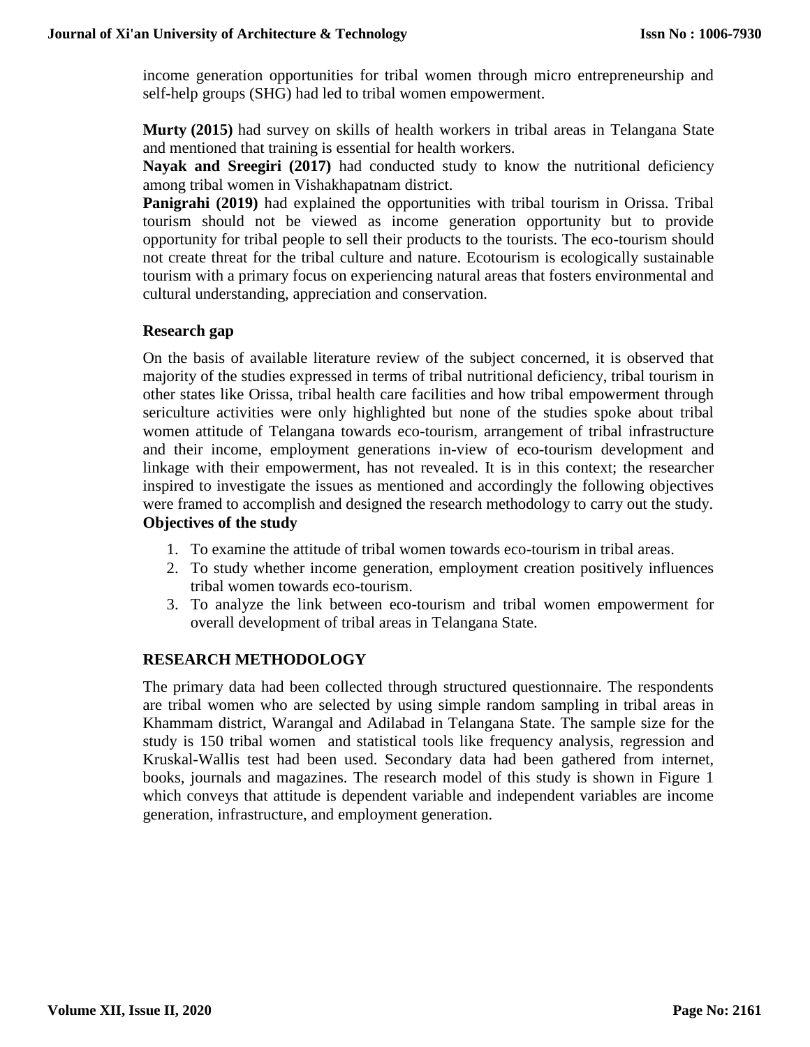income generation opportunities for tribal women through micro entrepreneurship and self-help groups (SHG) had led to tribal women empowerment.

**Murty (2015)** had survey on skills of health workers in tribal areas in Telangana State and mentioned that training is essential for health workers.

**Nayak and Sreegiri (2017)** had conducted study to know the nutritional deficiency among tribal women in Vishakhapatnam district.

**Panigrahi (2019)** had explained the opportunities with tribal tourism in Orissa. Tribal tourism should not be viewed as income generation opportunity but to provide opportunity for tribal people to sell their products to the tourists. The eco-tourism should not create threat for the tribal culture and nature. Ecotourism is ecologically sustainable tourism with a primary focus on experiencing natural areas that fosters environmental and cultural understanding, appreciation and conservation.

## Research gap

On the basis of available literature review of the subject concerned, it is observed that majority of the studies expressed in terms of tribal nutritional deficiency, tribal tourism in other states like Orissa, tribal health care facilities and how tribal empowerment through sericulture activities were only highlighted but none of the studies spoke about tribal women attitude of Telangana towards eco-tourism, arrangement of tribal infrastructure and their income, employment generations in-view of eco-tourism development and linkage with their empowerment, has not revealed. It is in this context; the researcher inspired to investigate the issues as mentioned and accordingly the following objectives were framed to accomplish and designed the research methodology to carry out the study.

## Objectives of the study

1. To examine the attitude of tribal women towards eco-tourism in tribal areas.
2. To study whether income generation, employment creation positively influences tribal women towards eco-tourism.
3. To analyze the link between eco-tourism and tribal women empowerment for overall development of tribal areas in Telangana State.

## RESEARCH METHODOLOGY

The primary data had been collected through structured questionnaire. The respondents are tribal women who are selected by using simple random sampling in tribal areas in Khammam district, Warangal and Adilabad in Telangana State. The sample size for the study is 150 tribal women and statistical tools like frequency analysis, regression and Kruskal-Wallis test had been used. Secondary data had been gathered from internet, books, journals and magazines. The research model of this study is shown in Figure 1 which conveys that attitude is dependent variable and independent variables are income generation, infrastructure, and employment generation.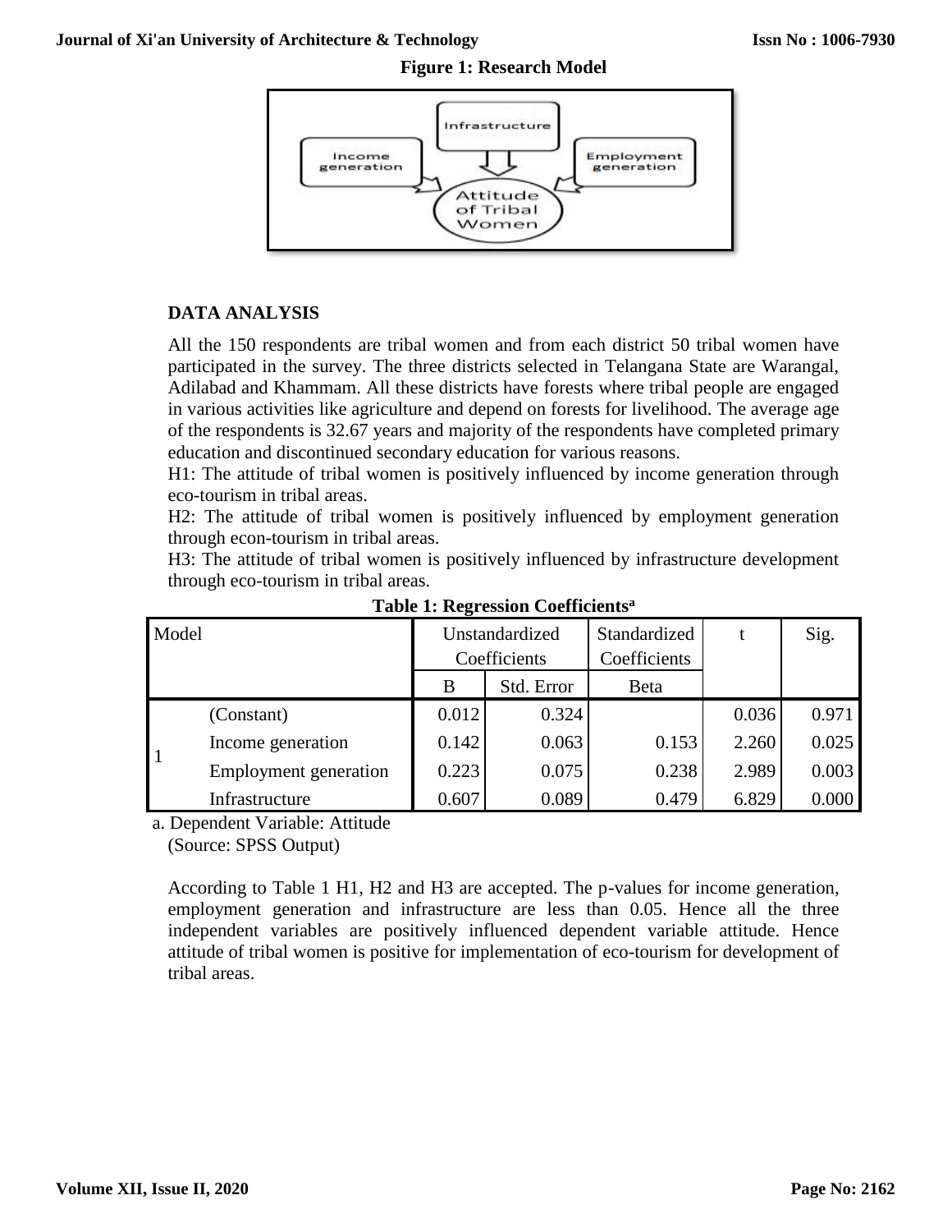**Figure 1: Research Model**

## DATA ANALYSIS

All the 150 respondents are tribal women and from each district 50 tribal women have participated in the survey. The three districts selected in Telangana State are Warangal, Adilabad and Khammam. All these districts have forests where tribal people are engaged in various activities like agriculture and depend on forests for livelihood. The average age of the respondents is 32.67 years and majority of the respondents have completed primary education and discontinued secondary education for various reasons.

H1: The attitude of tribal women is positively influenced by income generation through eco-tourism in tribal areas.

H2: The attitude of tribal women is positively influenced by employment generation through econ-tourism in tribal areas.

H3: The attitude of tribal women is positively influenced by infrastructure development through eco-tourism in tribal areas.

**Table 1: Regression Coefficients[a]**

| Model | | Unstandardized Coefficients | | Standardized Coefficients | t | Sig. |
|---|---|---|---|---|---|---|
| | | B | Std. Error | Beta | | |
| 1 | (Constant) | 0.012 | 0.324 | | 0.036 | 0.971 |
| | Income generation | 0.142 | 0.063 | 0.153 | 2.260 | 0.025 |
| | Employment generation | 0.223 | 0.075 | 0.238 | 2.989 | 0.003 |
| | Infrastructure | 0.607 | 0.089 | 0.479 | 6.829 | 0.000 |

a. Dependent Variable: Attitude

(Source: SPSS Output)

According to Table 1 H1, H2 and H3 are accepted. The p-values for income generation, employment generation and infrastructure are less than 0.05. Hence all the three independent variables are positively influenced dependent variable attitude. Hence attitude of tribal women is positive for implementation of eco-tourism for development of tribal areas.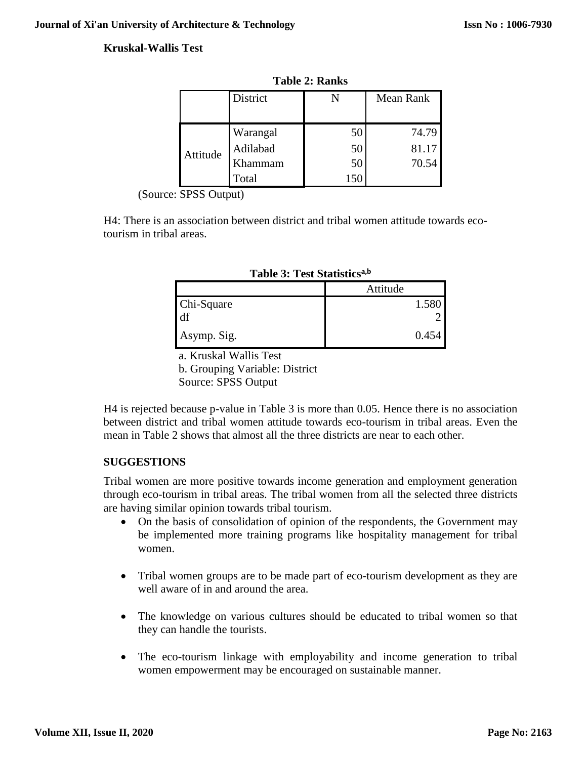**Kruskal-Wallis Test**

**Table 2: Ranks**

| | District | N | Mean Rank |
|---|---|---|---|
| Attitude | Warangal | 50 | 74.79 |
| | Adilabad | 50 | 81.17 |
| | Khammam | 50 | 70.54 |
| | Total | 150 | |

(Source: SPSS Output)

H4: There is an association between district and tribal women attitude towards eco-tourism in tribal areas.

**Table 3: Test Statistics[a,b]**

| | Attitude |
|---|---|
| Chi-Square | 1.580 |
| df | 2 |
| Asymp. Sig. | 0.454 |

a. Kruskal Wallis Test
b. Grouping Variable: District
Source: SPSS Output

H4 is rejected because p-value in Table 3 is more than 0.05. Hence there is no association between district and tribal women attitude towards eco-tourism in tribal areas. Even the mean in Table 2 shows that almost all the three districts are near to each other.

## SUGGESTIONS

Tribal women are more positive towards income generation and employment generation through eco-tourism in tribal areas. The tribal women from all the selected three districts are having similar opinion towards tribal tourism.

- On the basis of consolidation of opinion of the respondents, the Government may be implemented more training programs like hospitality management for tribal women.
- Tribal women groups are to be made part of eco-tourism development as they are well aware of in and around the area.
- The knowledge on various cultures should be educated to tribal women so that they can handle the tourists.
- The eco-tourism linkage with employability and income generation to tribal women empowerment may be encouraged on sustainable manner.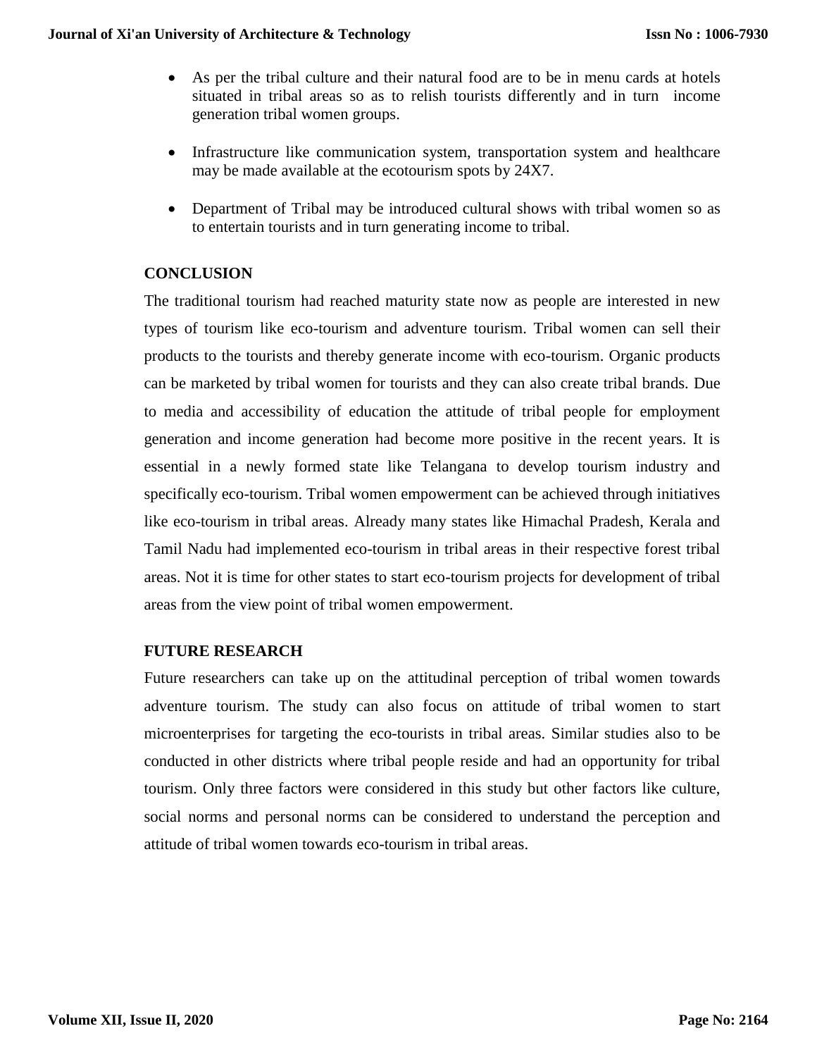- As per the tribal culture and their natural food are to be in menu cards at hotels situated in tribal areas so as to relish tourists differently and in turn income generation tribal women groups.

- Infrastructure like communication system, transportation system and healthcare may be made available at the ecotourism spots by 24X7.

- Department of Tribal may be introduced cultural shows with tribal women so as to entertain tourists and in turn generating income to tribal.

## CONCLUSION

The traditional tourism had reached maturity state now as people are interested in new types of tourism like eco-tourism and adventure tourism. Tribal women can sell their products to the tourists and thereby generate income with eco-tourism. Organic products can be marketed by tribal women for tourists and they can also create tribal brands. Due to media and accessibility of education the attitude of tribal people for employment generation and income generation had become more positive in the recent years. It is essential in a newly formed state like Telangana to develop tourism industry and specifically eco-tourism. Tribal women empowerment can be achieved through initiatives like eco-tourism in tribal areas. Already many states like Himachal Pradesh, Kerala and Tamil Nadu had implemented eco-tourism in tribal areas in their respective forest tribal areas. Not it is time for other states to start eco-tourism projects for development of tribal areas from the view point of tribal women empowerment.

## FUTURE RESEARCH

Future researchers can take up on the attitudinal perception of tribal women towards adventure tourism. The study can also focus on attitude of tribal women to start microenterprises for targeting the eco-tourists in tribal areas. Similar studies also to be conducted in other districts where tribal people reside and had an opportunity for tribal tourism. Only three factors were considered in this study but other factors like culture, social norms and personal norms can be considered to understand the perception and attitude of tribal women towards eco-tourism in tribal areas.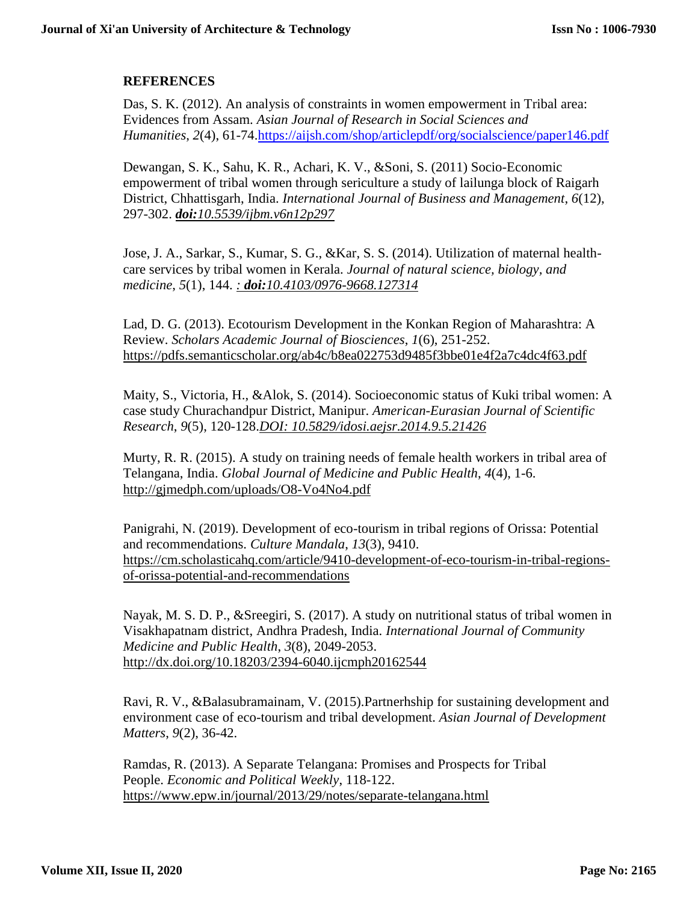## REFERENCES

Das, S. K. (2012). An analysis of constraints in women empowerment in Tribal area: Evidences from Assam. *Asian Journal of Research in Social Sciences and Humanities*, *2*(4), 61-74.https://aijsh.com/shop/articlepdf/org/socialscience/paper146.pdf

Dewangan, S. K., Sahu, K. R., Achari, K. V., &Soni, S. (2011) Socio-Economic empowerment of tribal women through sericulture a study of lailunga block of Raigarh District, Chhattisgarh, India. *International Journal of Business and Management*, *6*(12), 297-302. ***doi:****10.5539/ijbm.v6n12p297*

Jose, J. A., Sarkar, S., Kumar, S. G., &Kar, S. S. (2014). Utilization of maternal health-care services by tribal women in Kerala. *Journal of natural science, biology, and medicine*, *5*(1), 144. *:* ***doi:****10.4103/0976-9668.127314*

Lad, D. G. (2013). Ecotourism Development in the Konkan Region of Maharashtra: A Review. *Scholars Academic Journal of Biosciences*, *1*(6), 251-252. https://pdfs.semanticscholar.org/ab4c/b8ea022753d9485f3bbe01e4f2a7c4dc4f63.pdf

Maity, S., Victoria, H., &Alok, S. (2014). Socioeconomic status of Kuki tribal women: A case study Churachandpur District, Manipur. *American-Eurasian Journal of Scientific Research*, *9*(5), 120-128.*DOI: 10.5829/idosi.aejsr.2014.9.5.21426*

Murty, R. R. (2015). A study on training needs of female health workers in tribal area of Telangana, India. *Global Journal of Medicine and Public Health*, *4*(4), 1-6. http://gjmedph.com/uploads/O8-Vo4No4.pdf

Panigrahi, N. (2019). Development of eco-tourism in tribal regions of Orissa: Potential and recommendations. *Culture Mandala*, *13*(3), 9410. https://cm.scholasticahq.com/article/9410-development-of-eco-tourism-in-tribal-regions-of-orissa-potential-and-recommendations

Nayak, M. S. D. P., &Sreegiri, S. (2017). A study on nutritional status of tribal women in Visakhapatnam district, Andhra Pradesh, India. *International Journal of Community Medicine and Public Health*, *3*(8), 2049-2053. http://dx.doi.org/10.18203/2394-6040.ijcmph20162544

Ravi, R. V., &Balasubramainam, V. (2015).Partnerhship for sustaining development and environment case of eco-tourism and tribal development. *Asian Journal of Development Matters*, *9*(2), 36-42.

Ramdas, R. (2013). A Separate Telangana: Promises and Prospects for Tribal People. *Economic and Political Weekly*, 118-122. https://www.epw.in/journal/2013/29/notes/separate-telangana.html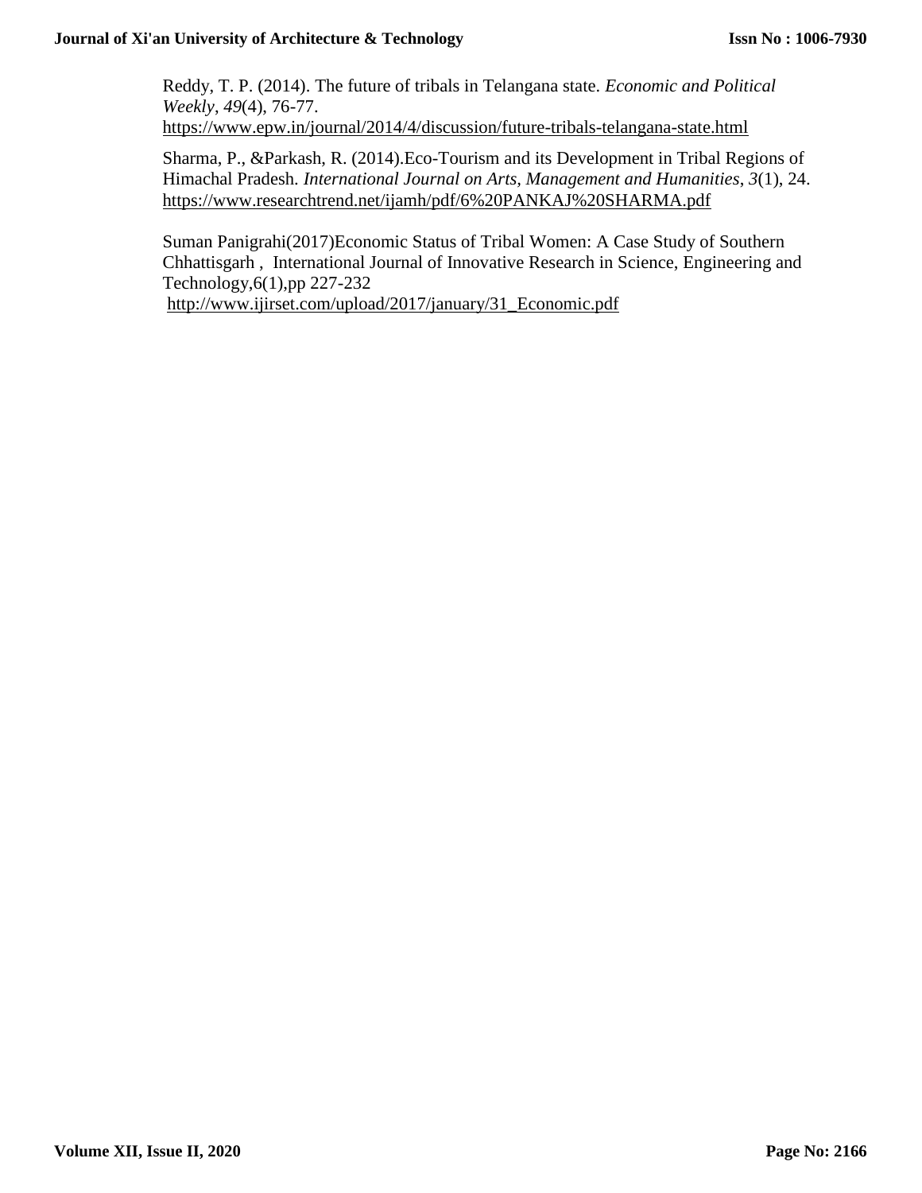Reddy, T. P. (2014). The future of tribals in Telangana state. *Economic and Political Weekly*, *49*(4), 76-77. https://www.epw.in/journal/2014/4/discussion/future-tribals-telangana-state.html

Sharma, P., &Parkash, R. (2014).Eco-Tourism and its Development in Tribal Regions of Himachal Pradesh. *International Journal on Arts, Management and Humanities*, *3*(1), 24. https://www.researchtrend.net/ijamh/pdf/6%20PANKAJ%20SHARMA.pdf

Suman Panigrahi(2017)Economic Status of Tribal Women: A Case Study of Southern Chhattisgarh , International Journal of Innovative Research in Science, Engineering and Technology,6(1),pp 227-232 http://www.ijirset.com/upload/2017/january/31_Economic.pdf